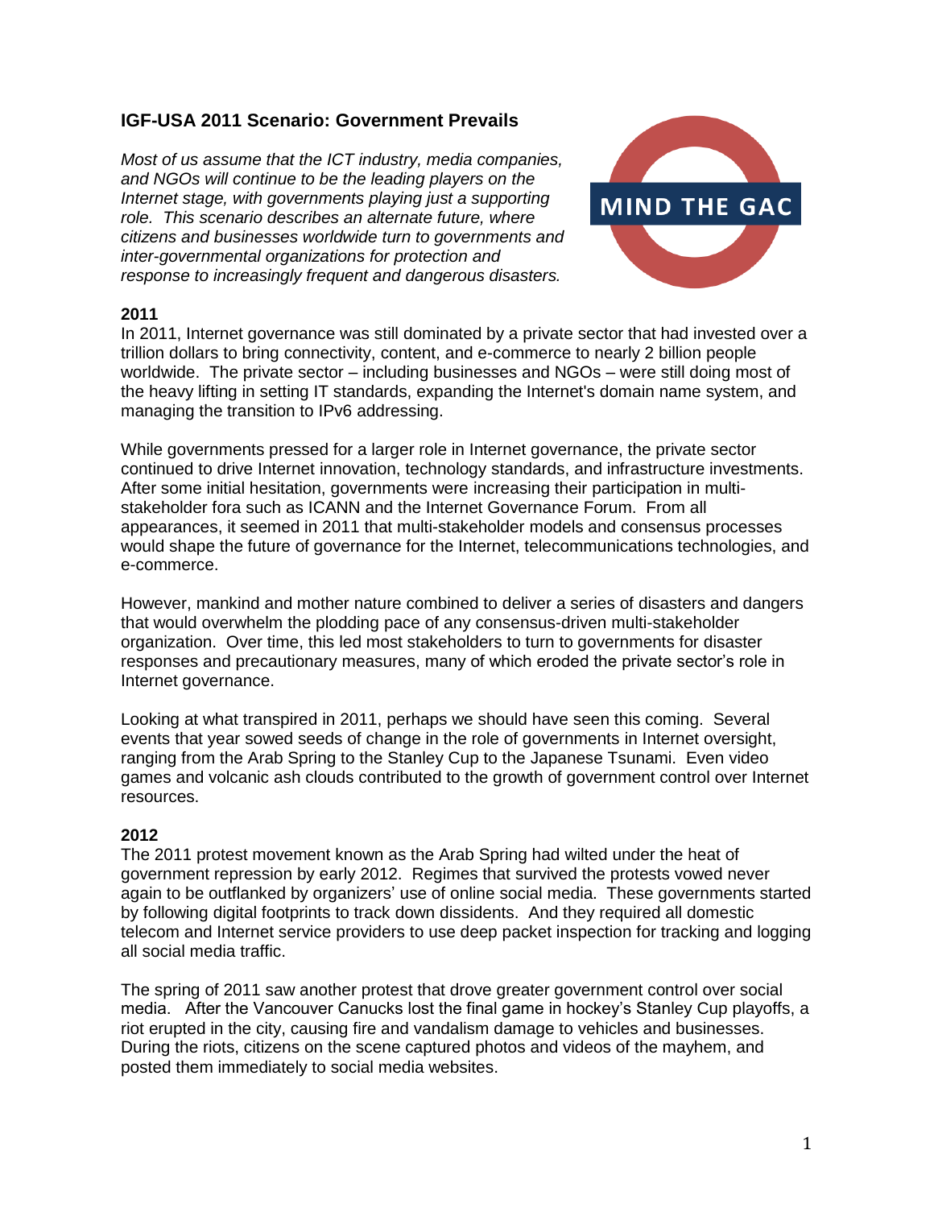## IGF-USA 2011 Scenario: Government Prevails

*Most of us assume that the ICT industry, media companies, and NGOs will continue to be the leading players on the Internet stage, with governments playing just a supporting role. This scenario describes an alternate future, where citizens and businesses worldwide turn to governments and inter-governmental organizations for protection and response to increasingly frequent and dangerous disasters.*

MIND THE GAC

### 2011

In 2011, Internet governance was still dominated by a private sector that had invested over a trillion dollars to bring connectivity, content, and e-commerce to nearly 2 billion people worldwide. The private sector – including businesses and NGOs – were still doing most of the heavy lifting in setting IT standards, expanding the Internet's domain name system, and managing the transition to IPv6 addressing.

While governments pressed for a larger role in Internet governance, the private sector continued to drive Internet innovation, technology standards, and infrastructure investments. After some initial hesitation, governments were increasing their participation in multi-stakeholder fora such as ICANN and the Internet Governance Forum. From all appearances, it seemed in 2011 that multi-stakeholder models and consensus processes would shape the future of governance for the Internet, telecommunications technologies, and e-commerce.

However, mankind and mother nature combined to deliver a series of disasters and dangers that would overwhelm the plodding pace of any consensus-driven multi-stakeholder organization. Over time, this led most stakeholders to turn to governments for disaster responses and precautionary measures, many of which eroded the private sector's role in Internet governance.

Looking at what transpired in 2011, perhaps we should have seen this coming. Several events that year sowed seeds of change in the role of governments in Internet oversight, ranging from the Arab Spring to the Stanley Cup to the Japanese Tsunami. Even video games and volcanic ash clouds contributed to the growth of government control over Internet resources.

### 2012

The 2011 protest movement known as the Arab Spring had wilted under the heat of government repression by early 2012. Regimes that survived the protests vowed never again to be outflanked by organizers' use of online social media. These governments started by following digital footprints to track down dissidents. And they required all domestic telecom and Internet service providers to use deep packet inspection for tracking and logging all social media traffic.

The spring of 2011 saw another protest that drove greater government control over social media. After the Vancouver Canucks lost the final game in hockey's Stanley Cup playoffs, a riot erupted in the city, causing fire and vandalism damage to vehicles and businesses. During the riots, citizens on the scene captured photos and videos of the mayhem, and posted them immediately to social media websites.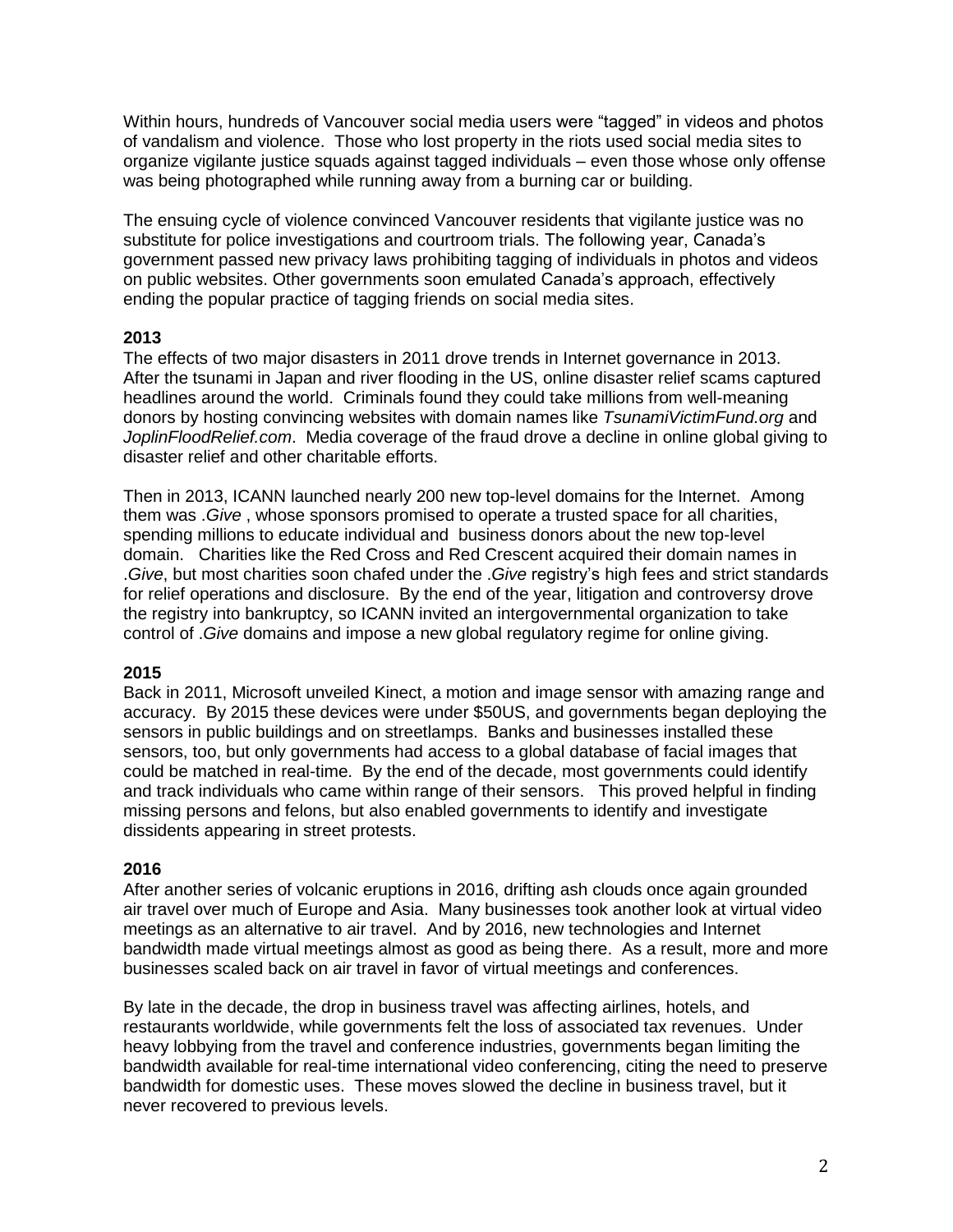Within hours, hundreds of Vancouver social media users were "tagged" in videos and photos of vandalism and violence. Those who lost property in the riots used social media sites to organize vigilante justice squads against tagged individuals – even those whose only offense was being photographed while running away from a burning car or building.

The ensuing cycle of violence convinced Vancouver residents that vigilante justice was no substitute for police investigations and courtroom trials. The following year, Canada's government passed new privacy laws prohibiting tagging of individuals in photos and videos on public websites. Other governments soon emulated Canada's approach, effectively ending the popular practice of tagging friends on social media sites.

**2013**

The effects of two major disasters in 2011 drove trends in Internet governance in 2013. After the tsunami in Japan and river flooding in the US, online disaster relief scams captured headlines around the world. Criminals found they could take millions from well-meaning donors by hosting convincing websites with domain names like *TsunamiVictimFund.org* and *JoplinFloodRelief.com*. Media coverage of the fraud drove a decline in online global giving to disaster relief and other charitable efforts.

Then in 2013, ICANN launched nearly 200 new top-level domains for the Internet. Among them was *.Give* , whose sponsors promised to operate a trusted space for all charities, spending millions to educate individual and business donors about the new top-level domain. Charities like the Red Cross and Red Crescent acquired their domain names in *.Give*, but most charities soon chafed under the *.Give* registry's high fees and strict standards for relief operations and disclosure. By the end of the year, litigation and controversy drove the registry into bankruptcy, so ICANN invited an intergovernmental organization to take control of *.Give* domains and impose a new global regulatory regime for online giving.

**2015**

Back in 2011, Microsoft unveiled Kinect, a motion and image sensor with amazing range and accuracy. By 2015 these devices were under \$50US, and governments began deploying the sensors in public buildings and on streetlamps. Banks and businesses installed these sensors, too, but only governments had access to a global database of facial images that could be matched in real-time. By the end of the decade, most governments could identify and track individuals who came within range of their sensors. This proved helpful in finding missing persons and felons, but also enabled governments to identify and investigate dissidents appearing in street protests.

**2016**

After another series of volcanic eruptions in 2016, drifting ash clouds once again grounded air travel over much of Europe and Asia. Many businesses took another look at virtual video meetings as an alternative to air travel. And by 2016, new technologies and Internet bandwidth made virtual meetings almost as good as being there. As a result, more and more businesses scaled back on air travel in favor of virtual meetings and conferences.

By late in the decade, the drop in business travel was affecting airlines, hotels, and restaurants worldwide, while governments felt the loss of associated tax revenues. Under heavy lobbying from the travel and conference industries, governments began limiting the bandwidth available for real-time international video conferencing, citing the need to preserve bandwidth for domestic uses. These moves slowed the decline in business travel, but it never recovered to previous levels.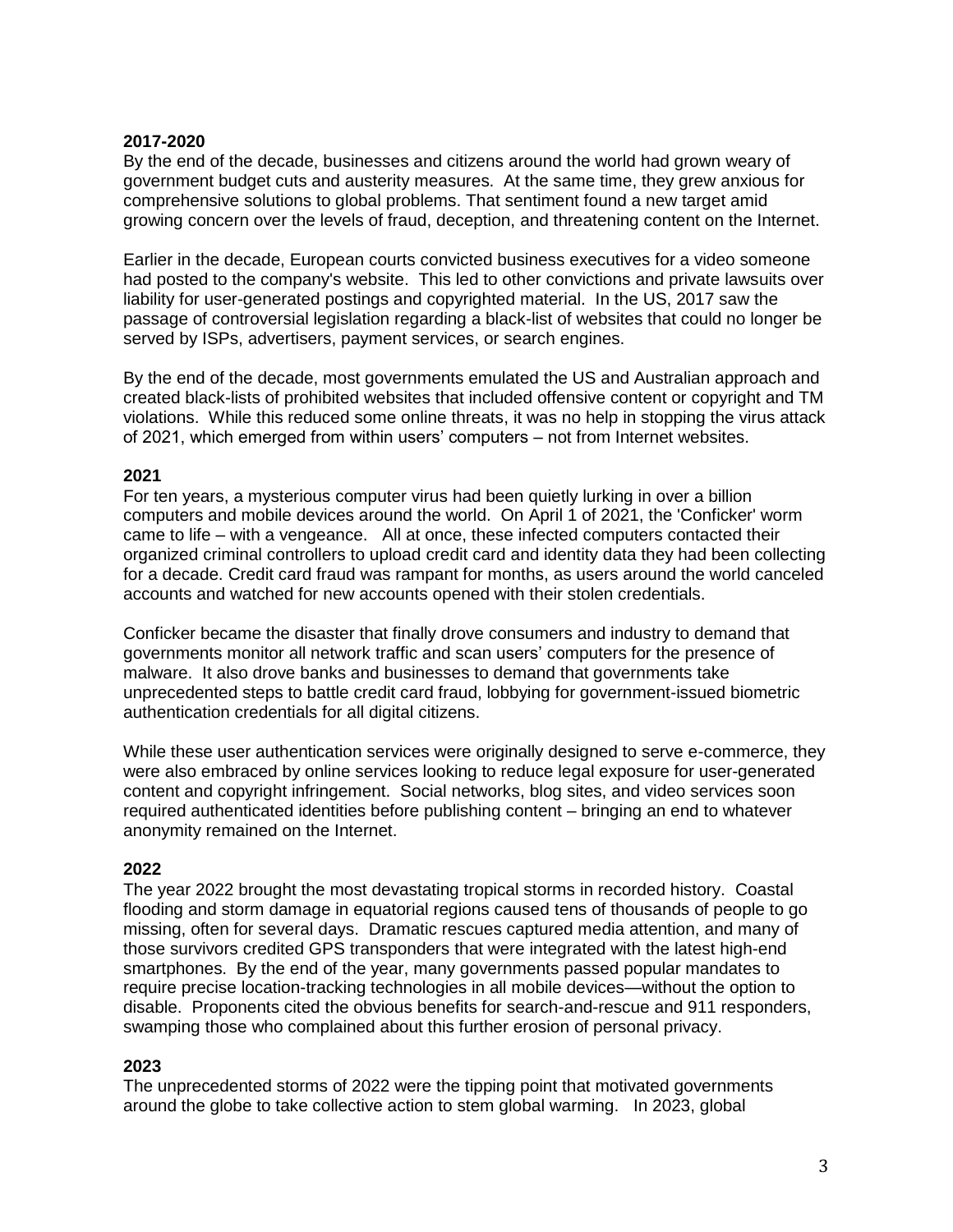**2017-2020**

By the end of the decade, businesses and citizens around the world had grown weary of government budget cuts and austerity measures. At the same time, they grew anxious for comprehensive solutions to global problems. That sentiment found a new target amid growing concern over the levels of fraud, deception, and threatening content on the Internet.

Earlier in the decade, European courts convicted business executives for a video someone had posted to the company's website. This led to other convictions and private lawsuits over liability for user-generated postings and copyrighted material. In the US, 2017 saw the passage of controversial legislation regarding a black-list of websites that could no longer be served by ISPs, advertisers, payment services, or search engines.

By the end of the decade, most governments emulated the US and Australian approach and created black-lists of prohibited websites that included offensive content or copyright and TM violations. While this reduced some online threats, it was no help in stopping the virus attack of 2021, which emerged from within users' computers – not from Internet websites.

**2021**

For ten years, a mysterious computer virus had been quietly lurking in over a billion computers and mobile devices around the world. On April 1 of 2021, the 'Conficker' worm came to life – with a vengeance. All at once, these infected computers contacted their organized criminal controllers to upload credit card and identity data they had been collecting for a decade. Credit card fraud was rampant for months, as users around the world canceled accounts and watched for new accounts opened with their stolen credentials.

Conficker became the disaster that finally drove consumers and industry to demand that governments monitor all network traffic and scan users' computers for the presence of malware. It also drove banks and businesses to demand that governments take unprecedented steps to battle credit card fraud, lobbying for government-issued biometric authentication credentials for all digital citizens.

While these user authentication services were originally designed to serve e-commerce, they were also embraced by online services looking to reduce legal exposure for user-generated content and copyright infringement. Social networks, blog sites, and video services soon required authenticated identities before publishing content – bringing an end to whatever anonymity remained on the Internet.

**2022**

The year 2022 brought the most devastating tropical storms in recorded history. Coastal flooding and storm damage in equatorial regions caused tens of thousands of people to go missing, often for several days. Dramatic rescues captured media attention, and many of those survivors credited GPS transponders that were integrated with the latest high-end smartphones. By the end of the year, many governments passed popular mandates to require precise location-tracking technologies in all mobile devices—without the option to disable. Proponents cited the obvious benefits for search-and-rescue and 911 responders, swamping those who complained about this further erosion of personal privacy.

**2023**

The unprecedented storms of 2022 were the tipping point that motivated governments around the globe to take collective action to stem global warming. In 2023, global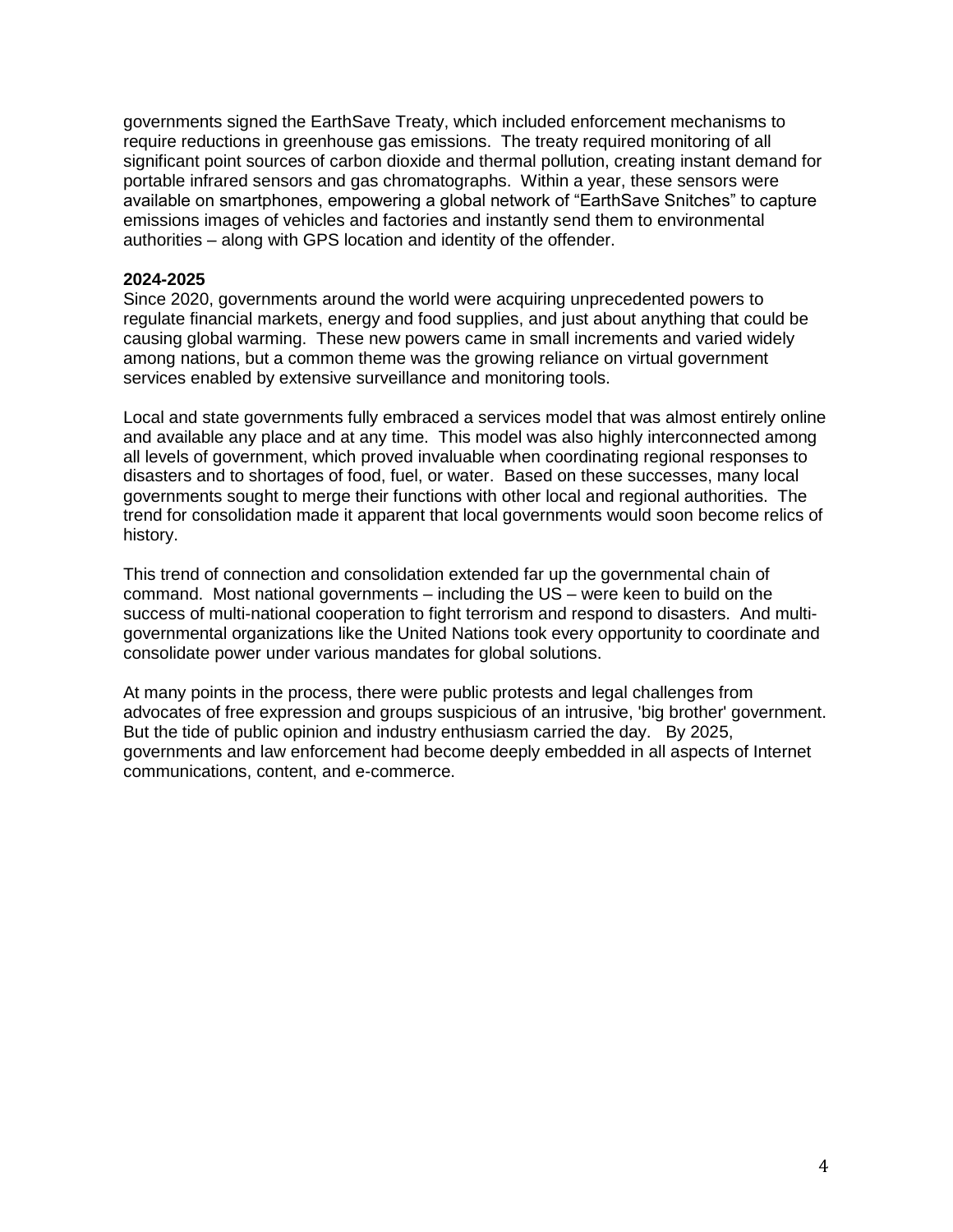governments signed the EarthSave Treaty, which included enforcement mechanisms to require reductions in greenhouse gas emissions. The treaty required monitoring of all significant point sources of carbon dioxide and thermal pollution, creating instant demand for portable infrared sensors and gas chromatographs. Within a year, these sensors were available on smartphones, empowering a global network of "EarthSave Snitches" to capture emissions images of vehicles and factories and instantly send them to environmental authorities – along with GPS location and identity of the offender.

**2024-2025**

Since 2020, governments around the world were acquiring unprecedented powers to regulate financial markets, energy and food supplies, and just about anything that could be causing global warming. These new powers came in small increments and varied widely among nations, but a common theme was the growing reliance on virtual government services enabled by extensive surveillance and monitoring tools.

Local and state governments fully embraced a services model that was almost entirely online and available any place and at any time. This model was also highly interconnected among all levels of government, which proved invaluable when coordinating regional responses to disasters and to shortages of food, fuel, or water. Based on these successes, many local governments sought to merge their functions with other local and regional authorities. The trend for consolidation made it apparent that local governments would soon become relics of history.

This trend of connection and consolidation extended far up the governmental chain of command. Most national governments – including the US – were keen to build on the success of multi-national cooperation to fight terrorism and respond to disasters. And multi-governmental organizations like the United Nations took every opportunity to coordinate and consolidate power under various mandates for global solutions.

At many points in the process, there were public protests and legal challenges from advocates of free expression and groups suspicious of an intrusive, 'big brother' government. But the tide of public opinion and industry enthusiasm carried the day. By 2025, governments and law enforcement had become deeply embedded in all aspects of Internet communications, content, and e-commerce.